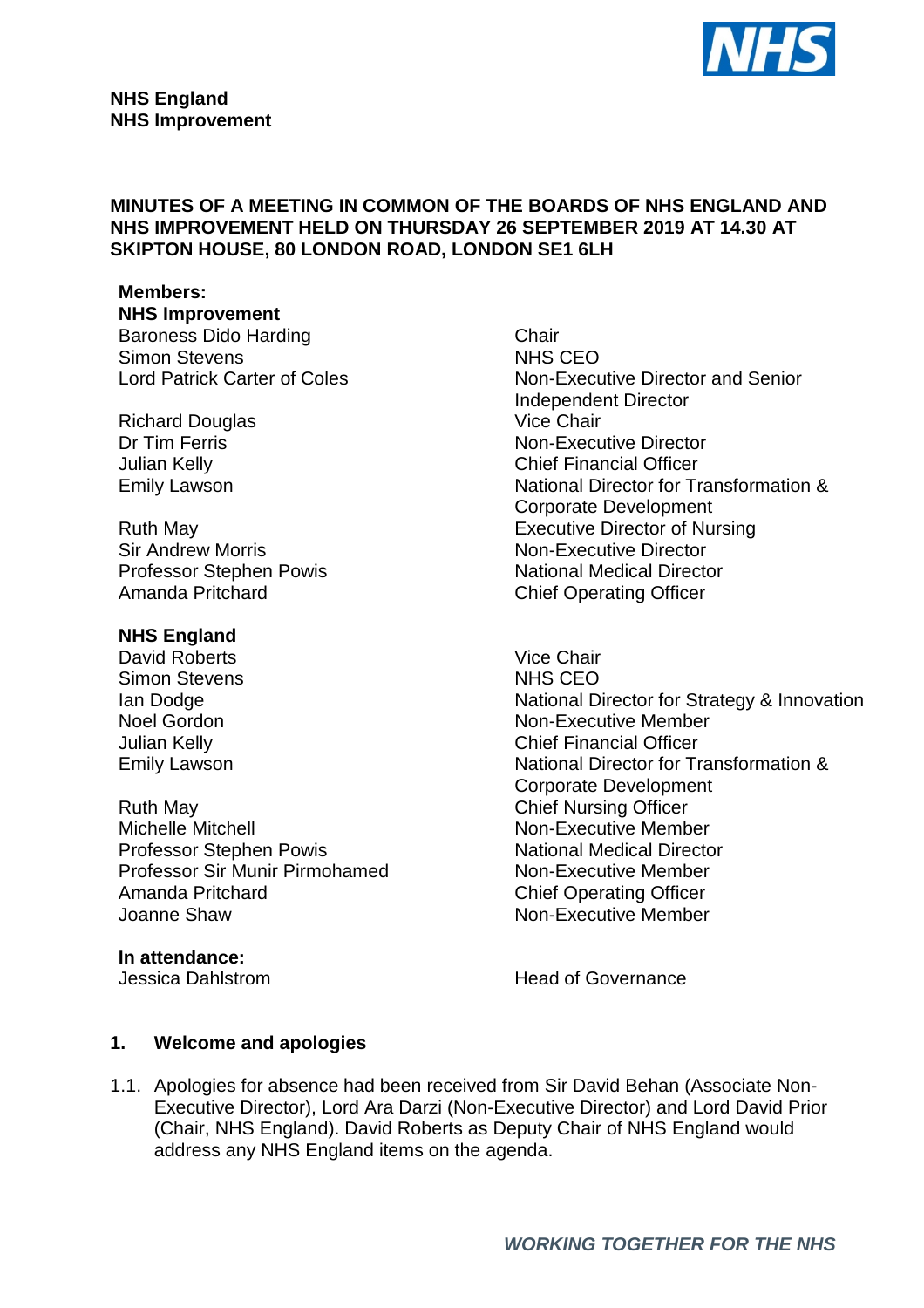**NHS England**
**NHS Improvement**

**MINUTES OF A MEETING IN COMMON OF THE BOARDS OF NHS ENGLAND AND NHS IMPROVEMENT HELD ON THURSDAY 26 SEPTEMBER 2019 AT 14.30 AT SKIPTON HOUSE, 80 LONDON ROAD, LONDON SE1 6LH**

**Members:**

| | |
|---|---|
| **NHS Improvement** | |
| Baroness Dido Harding | Chair |
| Simon Stevens | NHS CEO |
| Lord Patrick Carter of Coles | Non-Executive Director and Senior Independent Director |
| Richard Douglas | Vice Chair |
| Dr Tim Ferris | Non-Executive Director |
| Julian Kelly | Chief Financial Officer |
| Emily Lawson | National Director for Transformation & Corporate Development |
| Ruth May | Executive Director of Nursing |
| Sir Andrew Morris | Non-Executive Director |
| Professor Stephen Powis | National Medical Director |
| Amanda Pritchard | Chief Operating Officer |
| **NHS England** | |
| David Roberts | Vice Chair |
| Simon Stevens | NHS CEO |
| Ian Dodge | National Director for Strategy & Innovation |
| Noel Gordon | Non-Executive Member |
| Julian Kelly | Chief Financial Officer |
| Emily Lawson | National Director for Transformation & Corporate Development |
| Ruth May | Chief Nursing Officer |
| Michelle Mitchell | Non-Executive Member |
| Professor Stephen Powis | National Medical Director |
| Professor Sir Munir Pirmohamed | Non-Executive Member |
| Amanda Pritchard | Chief Operating Officer |
| Joanne Shaw | Non-Executive Member |
| **In attendance:** | |
| Jessica Dahlstrom | Head of Governance |

## 1. Welcome and apologies

1.1. Apologies for absence had been received from Sir David Behan (Associate Non-Executive Director), Lord Ara Darzi (Non-Executive Director) and Lord David Prior (Chair, NHS England). David Roberts as Deputy Chair of NHS England would address any NHS England items on the agenda.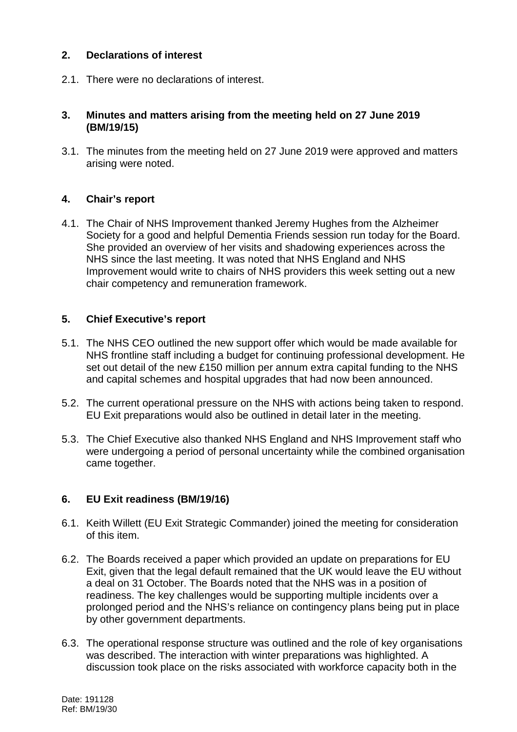## 2. Declarations of interest

2.1. There were no declarations of interest.

## 3. Minutes and matters arising from the meeting held on 27 June 2019 (BM/19/15)

3.1. The minutes from the meeting held on 27 June 2019 were approved and matters arising were noted.

## 4. Chair's report

4.1. The Chair of NHS Improvement thanked Jeremy Hughes from the Alzheimer Society for a good and helpful Dementia Friends session run today for the Board. She provided an overview of her visits and shadowing experiences across the NHS since the last meeting. It was noted that NHS England and NHS Improvement would write to chairs of NHS providers this week setting out a new chair competency and remuneration framework.

## 5. Chief Executive's report

5.1. The NHS CEO outlined the new support offer which would be made available for NHS frontline staff including a budget for continuing professional development. He set out detail of the new £150 million per annum extra capital funding to the NHS and capital schemes and hospital upgrades that had now been announced.

5.2. The current operational pressure on the NHS with actions being taken to respond. EU Exit preparations would also be outlined in detail later in the meeting.

5.3. The Chief Executive also thanked NHS England and NHS Improvement staff who were undergoing a period of personal uncertainty while the combined organisation came together.

## 6. EU Exit readiness (BM/19/16)

6.1. Keith Willett (EU Exit Strategic Commander) joined the meeting for consideration of this item.

6.2. The Boards received a paper which provided an update on preparations for EU Exit, given that the legal default remained that the UK would leave the EU without a deal on 31 October. The Boards noted that the NHS was in a position of readiness. The key challenges would be supporting multiple incidents over a prolonged period and the NHS's reliance on contingency plans being put in place by other government departments.

6.3. The operational response structure was outlined and the role of key organisations was described. The interaction with winter preparations was highlighted. A discussion took place on the risks associated with workforce capacity both in the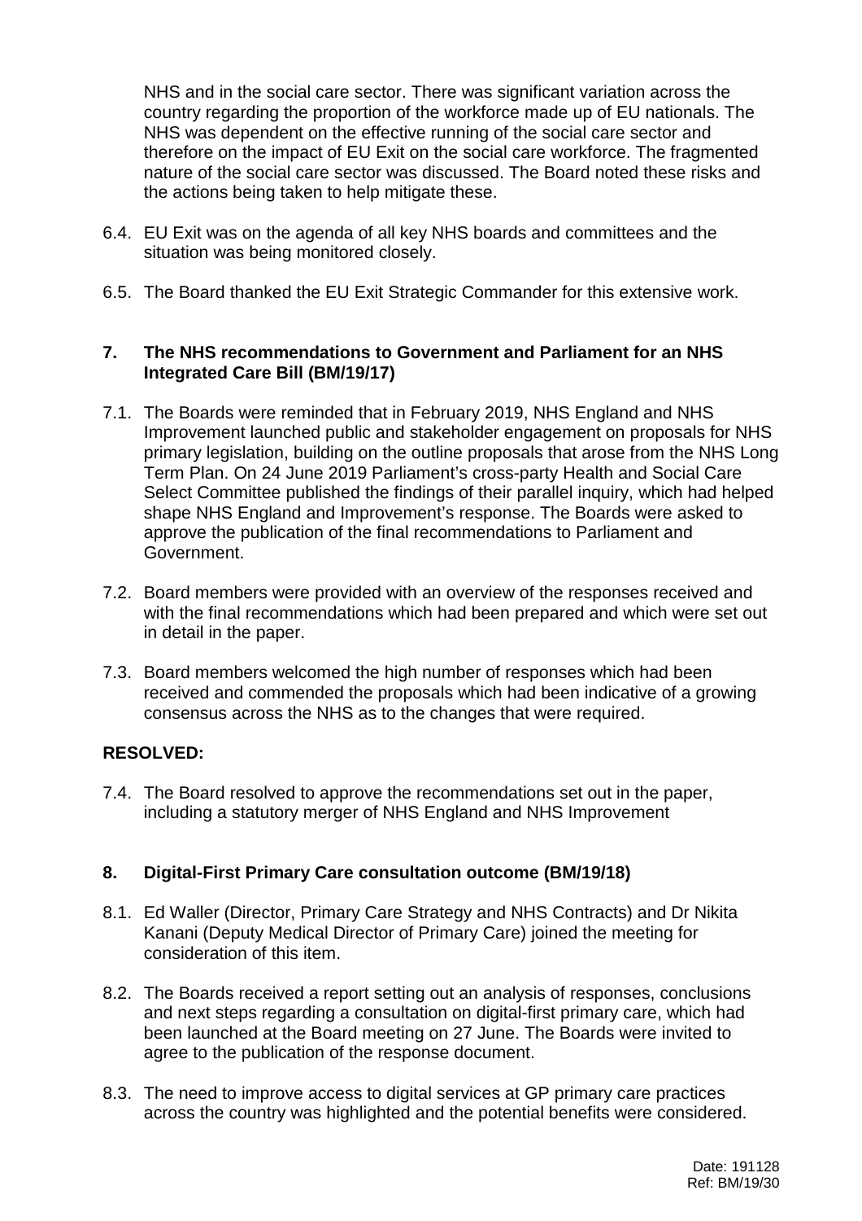NHS and in the social care sector. There was significant variation across the country regarding the proportion of the workforce made up of EU nationals. The NHS was dependent on the effective running of the social care sector and therefore on the impact of EU Exit on the social care workforce. The fragmented nature of the social care sector was discussed. The Board noted these risks and the actions being taken to help mitigate these.

6.4. EU Exit was on the agenda of all key NHS boards and committees and the situation was being monitored closely.

6.5. The Board thanked the EU Exit Strategic Commander for this extensive work.

## 7. The NHS recommendations to Government and Parliament for an NHS Integrated Care Bill (BM/19/17)

7.1. The Boards were reminded that in February 2019, NHS England and NHS Improvement launched public and stakeholder engagement on proposals for NHS primary legislation, building on the outline proposals that arose from the NHS Long Term Plan. On 24 June 2019 Parliament's cross-party Health and Social Care Select Committee published the findings of their parallel inquiry, which had helped shape NHS England and Improvement's response. The Boards were asked to approve the publication of the final recommendations to Parliament and Government.

7.2. Board members were provided with an overview of the responses received and with the final recommendations which had been prepared and which were set out in detail in the paper.

7.3. Board members welcomed the high number of responses which had been received and commended the proposals which had been indicative of a growing consensus across the NHS as to the changes that were required.

**RESOLVED:**

7.4. The Board resolved to approve the recommendations set out in the paper, including a statutory merger of NHS England and NHS Improvement

## 8. Digital-First Primary Care consultation outcome (BM/19/18)

8.1. Ed Waller (Director, Primary Care Strategy and NHS Contracts) and Dr Nikita Kanani (Deputy Medical Director of Primary Care) joined the meeting for consideration of this item.

8.2. The Boards received a report setting out an analysis of responses, conclusions and next steps regarding a consultation on digital-first primary care, which had been launched at the Board meeting on 27 June. The Boards were invited to agree to the publication of the response document.

8.3. The need to improve access to digital services at GP primary care practices across the country was highlighted and the potential benefits were considered.

Date: 191128
Ref: BM/19/30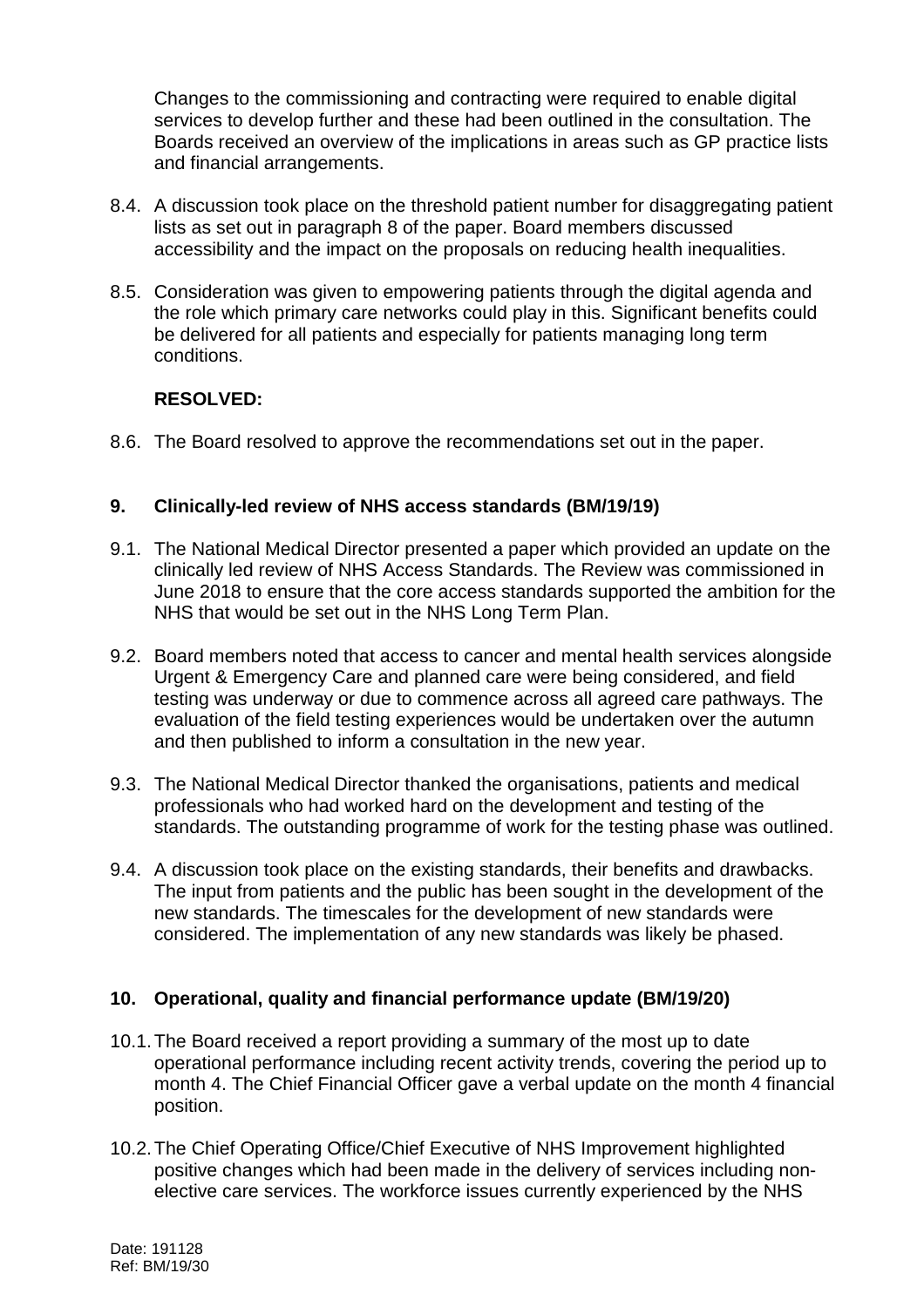Changes to the commissioning and contracting were required to enable digital services to develop further and these had been outlined in the consultation. The Boards received an overview of the implications in areas such as GP practice lists and financial arrangements.

8.4. A discussion took place on the threshold patient number for disaggregating patient lists as set out in paragraph 8 of the paper. Board members discussed accessibility and the impact on the proposals on reducing health inequalities.

8.5. Consideration was given to empowering patients through the digital agenda and the role which primary care networks could play in this. Significant benefits could be delivered for all patients and especially for patients managing long term conditions.

**RESOLVED:**

8.6. The Board resolved to approve the recommendations set out in the paper.

## 9. Clinically-led review of NHS access standards (BM/19/19)

9.1. The National Medical Director presented a paper which provided an update on the clinically led review of NHS Access Standards. The Review was commissioned in June 2018 to ensure that the core access standards supported the ambition for the NHS that would be set out in the NHS Long Term Plan.

9.2. Board members noted that access to cancer and mental health services alongside Urgent & Emergency Care and planned care were being considered, and field testing was underway or due to commence across all agreed care pathways. The evaluation of the field testing experiences would be undertaken over the autumn and then published to inform a consultation in the new year.

9.3. The National Medical Director thanked the organisations, patients and medical professionals who had worked hard on the development and testing of the standards. The outstanding programme of work for the testing phase was outlined.

9.4. A discussion took place on the existing standards, their benefits and drawbacks. The input from patients and the public has been sought in the development of the new standards. The timescales for the development of new standards were considered. The implementation of any new standards was likely be phased.

## 10. Operational, quality and financial performance update (BM/19/20)

10.1. The Board received a report providing a summary of the most up to date operational performance including recent activity trends, covering the period up to month 4. The Chief Financial Officer gave a verbal update on the month 4 financial position.

10.2. The Chief Operating Office/Chief Executive of NHS Improvement highlighted positive changes which had been made in the delivery of services including non-elective care services. The workforce issues currently experienced by the NHS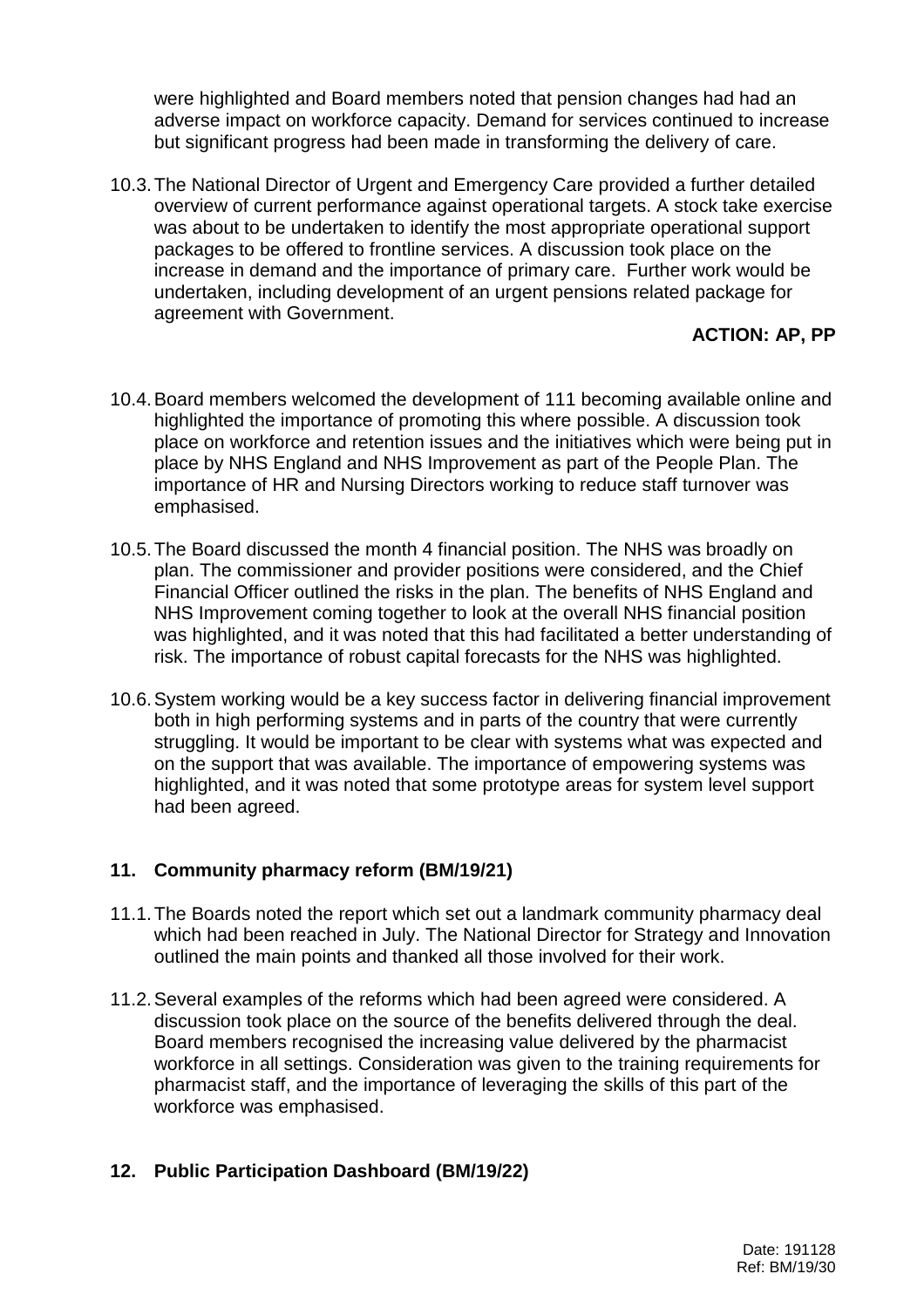were highlighted and Board members noted that pension changes had had an adverse impact on workforce capacity. Demand for services continued to increase but significant progress had been made in transforming the delivery of care.

10.3. The National Director of Urgent and Emergency Care provided a further detailed overview of current performance against operational targets. A stock take exercise was about to be undertaken to identify the most appropriate operational support packages to be offered to frontline services. A discussion took place on the increase in demand and the importance of primary care. Further work would be undertaken, including development of an urgent pensions related package for agreement with Government.

**ACTION: AP, PP**

10.4. Board members welcomed the development of 111 becoming available online and highlighted the importance of promoting this where possible. A discussion took place on workforce and retention issues and the initiatives which were being put in place by NHS England and NHS Improvement as part of the People Plan. The importance of HR and Nursing Directors working to reduce staff turnover was emphasised.

10.5. The Board discussed the month 4 financial position. The NHS was broadly on plan. The commissioner and provider positions were considered, and the Chief Financial Officer outlined the risks in the plan. The benefits of NHS England and NHS Improvement coming together to look at the overall NHS financial position was highlighted, and it was noted that this had facilitated a better understanding of risk. The importance of robust capital forecasts for the NHS was highlighted.

10.6. System working would be a key success factor in delivering financial improvement both in high performing systems and in parts of the country that were currently struggling. It would be important to be clear with systems what was expected and on the support that was available. The importance of empowering systems was highlighted, and it was noted that some prototype areas for system level support had been agreed.

## 11. Community pharmacy reform (BM/19/21)

11.1. The Boards noted the report which set out a landmark community pharmacy deal which had been reached in July. The National Director for Strategy and Innovation outlined the main points and thanked all those involved for their work.

11.2. Several examples of the reforms which had been agreed were considered. A discussion took place on the source of the benefits delivered through the deal. Board members recognised the increasing value delivered by the pharmacist workforce in all settings. Consideration was given to the training requirements for pharmacist staff, and the importance of leveraging the skills of this part of the workforce was emphasised.

## 12. Public Participation Dashboard (BM/19/22)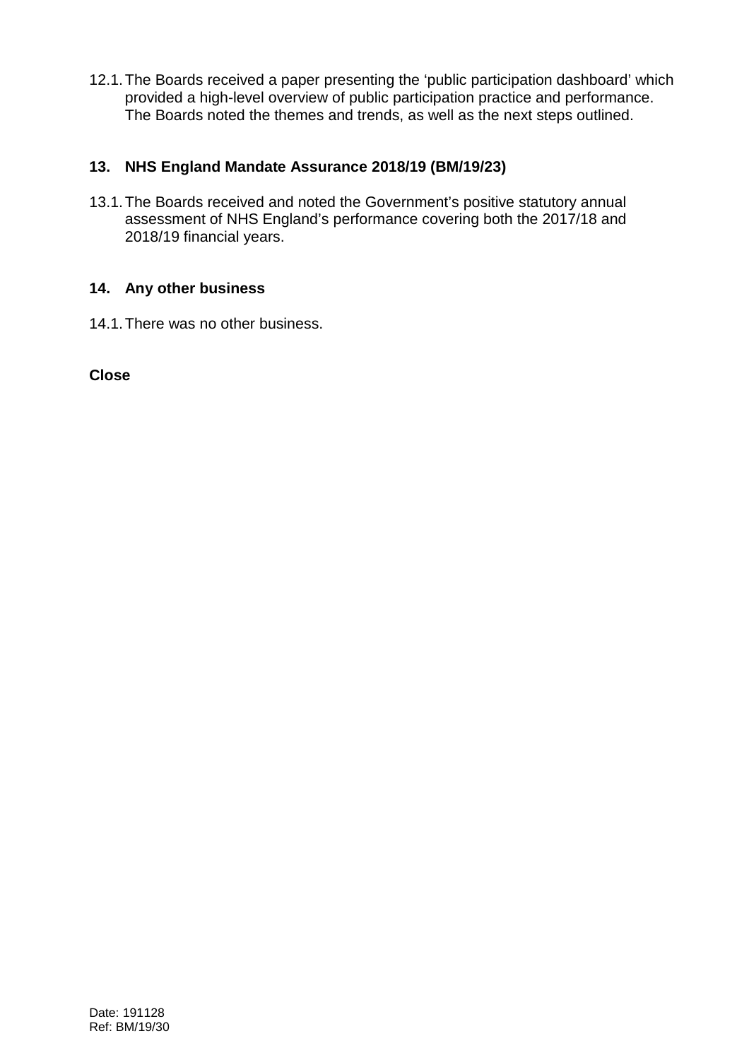12.1. The Boards received a paper presenting the 'public participation dashboard' which provided a high-level overview of public participation practice and performance. The Boards noted the themes and trends, as well as the next steps outlined.

## 13. NHS England Mandate Assurance 2018/19 (BM/19/23)

13.1. The Boards received and noted the Government's positive statutory annual assessment of NHS England's performance covering both the 2017/18 and 2018/19 financial years.

## 14. Any other business

14.1. There was no other business.

**Close**